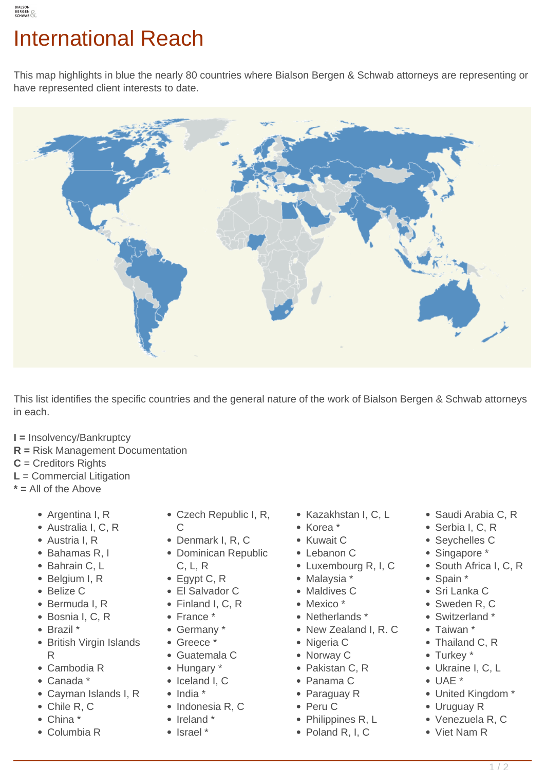# International Reach

This map highlights in blue the nearly 80 countries where Bialson Bergen & Schwab attorneys are representing or have represented client interests to date.

This list identifies the specific countries and the general nature of the work of Bialson Bergen & Schwab attorneys in each.

**I =** Insolvency/Bankruptcy
**R =** Risk Management Documentation
**C** = Creditors Rights
**L** = Commercial Litigation
**\* =** All of the Above

- Argentina I, R
- Australia I, C, R
- Austria I, R
- Bahamas R, I
- Bahrain C, L
- Belgium I, R
- Belize C
- Bermuda I, R
- Bosnia I, C, R
- Brazil *
- British Virgin Islands R
- Cambodia R
- Canada *
- Cayman Islands I, R
- Chile R, C
- China *
- Columbia R
- Czech Republic I, R, C
- Denmark I, R, C
- Dominican Republic C, L, R
- Egypt C, R
- El Salvador C
- Finland I, C, R
- France *
- Germany *
- Greece *
- Guatemala C
- Hungary *
- Iceland I, C
- India *
- Indonesia R, C
- Ireland *
- Israel *
- Kazakhstan I, C, L
- Korea *
- Kuwait C
- Lebanon C
- Luxembourg R, I, C
- Malaysia *
- Maldives C
- Mexico *
- Netherlands *
- New Zealand I, R. C
- Nigeria C
- Norway C
- Pakistan C, R
- Panama C
- Paraguay R
- Peru C
- Philippines R, L
- Poland R, I, C
- Saudi Arabia C, R
- Serbia I, C, R
- Seychelles C
- Singapore *
- South Africa I, C, R
- Spain *
- Sri Lanka C
- Sweden R, C
- Switzerland *
- Taiwan *
- Thailand C, R
- Turkey *
- Ukraine I, C, L
- UAE *
- United Kingdom *
- Uruguay R
- Venezuela R, C
- Viet Nam R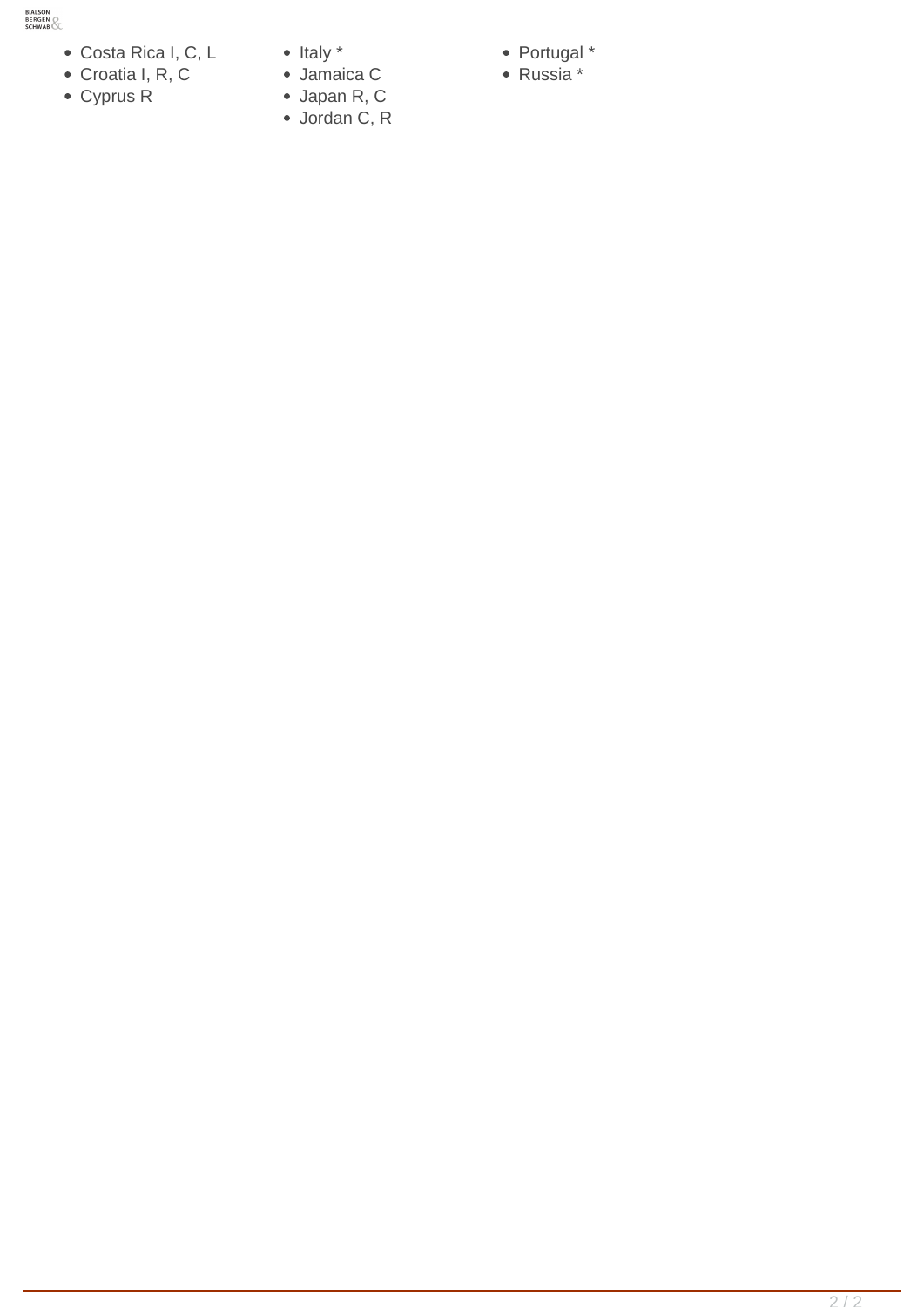- Costa Rica I, C, L
- Croatia I, R, C
- Cyprus R
- Italy *
- Jamaica C
- Japan R, C
- Jordan C, R
- Portugal *
- Russia *